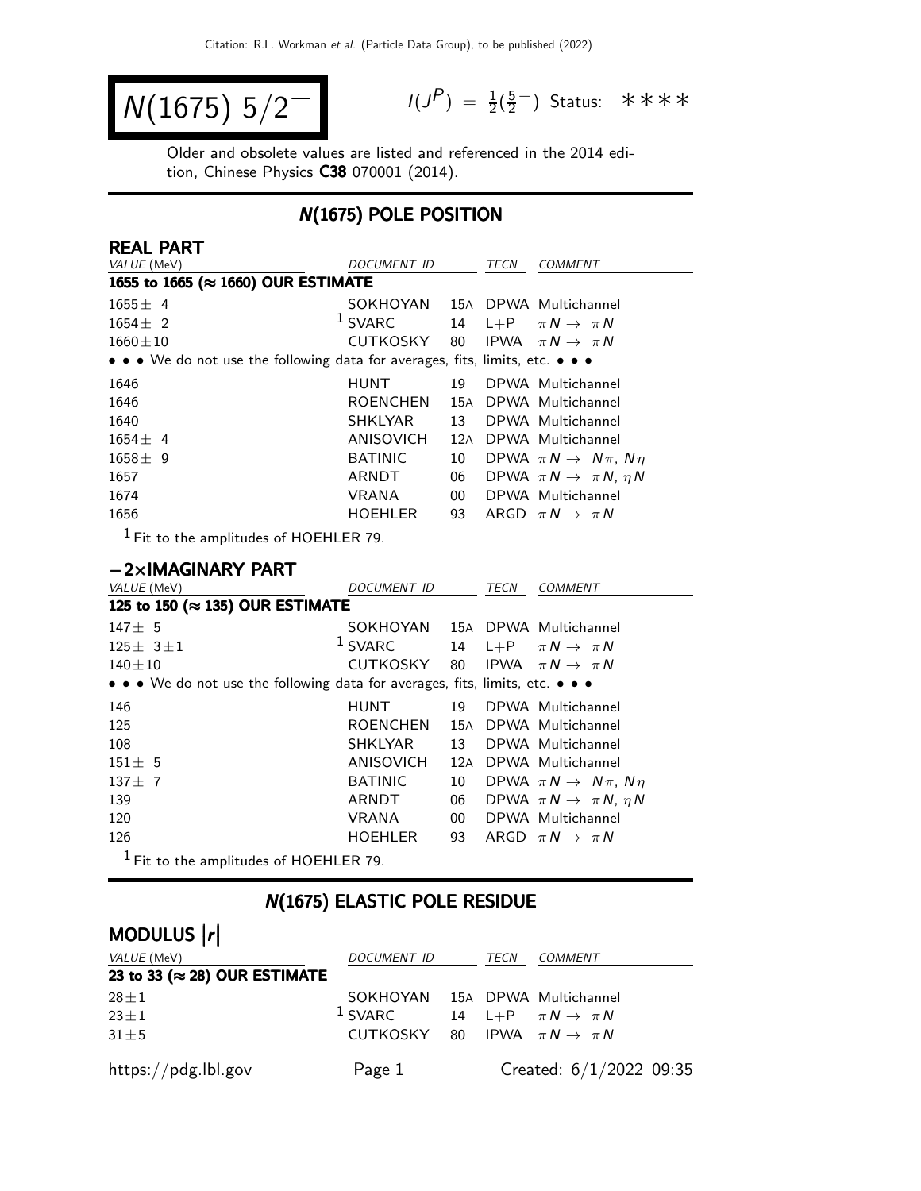# $N(1675)$ $5/2^-$

$I(J^P) = \frac{1}{2}(\frac{5}{2}^-)$ Status: ∗∗∗∗

Older and obsolete values are listed and referenced in the 2014 edition, Chinese Physics **C38** 070001 (2014).

## $N(1675)$ POLE POSITION

### REAL PART

| VALUE (MeV) | DOCUMENT ID | | TECN | COMMENT |
|---|---|---|---|---|
| **1655 to 1665 (≈ 1660) OUR ESTIMATE** | | | | |
| 1655 ± 4 | SOKHOYAN | 15A | DPWA | Multichannel |
| 1654 ± 2 | [1] SVARC | 14 | L+P | $\pi N \to \pi N$ |
| 1660 ± 10 | CUTKOSKY | 80 | IPWA | $\pi N \to \pi N$ |
| • • • We do not use the following data for averages, fits, limits, etc. • • • | | | | |
| 1646 | HUNT | 19 | DPWA | Multichannel |
| 1646 | ROENCHEN | 15A | DPWA | Multichannel |
| 1640 | SHKLYAR | 13 | DPWA | Multichannel |
| 1654 ± 4 | ANISOVICH | 12A | DPWA | Multichannel |
| 1658 ± 9 | BATINIC | 10 | DPWA | $\pi N \to N\pi$, $N\eta$ |
| 1657 | ARNDT | 06 | DPWA | $\pi N \to \pi N$, $\eta N$ |
| 1674 | VRANA | 00 | DPWA | Multichannel |
| 1656 | HOEHLER | 93 | ARGD | $\pi N \to \pi N$ |

[1] Fit to the amplitudes of HOEHLER 79.

### −2×IMAGINARY PART

| VALUE (MeV) | DOCUMENT ID | | TECN | COMMENT |
|---|---|---|---|---|
| **125 to 150 (≈ 135) OUR ESTIMATE** | | | | |
| 147 ± 5 | SOKHOYAN | 15A | DPWA | Multichannel |
| 125 ± 3 ± 1 | [1] SVARC | 14 | L+P | $\pi N \to \pi N$ |
| 140 ± 10 | CUTKOSKY | 80 | IPWA | $\pi N \to \pi N$ |
| • • • We do not use the following data for averages, fits, limits, etc. • • • | | | | |
| 146 | HUNT | 19 | DPWA | Multichannel |
| 125 | ROENCHEN | 15A | DPWA | Multichannel |
| 108 | SHKLYAR | 13 | DPWA | Multichannel |
| 151 ± 5 | ANISOVICH | 12A | DPWA | Multichannel |
| 137 ± 7 | BATINIC | 10 | DPWA | $\pi N \to N\pi$, $N\eta$ |
| 139 | ARNDT | 06 | DPWA | $\pi N \to \pi N$, $\eta N$ |
| 120 | VRANA | 00 | DPWA | Multichannel |
| 126 | HOEHLER | 93 | ARGD | $\pi N \to \pi N$ |

[1] Fit to the amplitudes of HOEHLER 79.

## $N(1675)$ ELASTIC POLE RESIDUE

### MODULUS $|r|$

| VALUE (MeV) | DOCUMENT ID | | TECN | COMMENT |
|---|---|---|---|---|
| **23 to 33 (≈ 28) OUR ESTIMATE** | | | | |
| 28 ± 1 | SOKHOYAN | 15A | DPWA | Multichannel |
| 23 ± 1 | [1] SVARC | 14 | L+P | $\pi N \to \pi N$ |
| 31 ± 5 | CUTKOSKY | 80 | IPWA | $\pi N \to \pi N$ |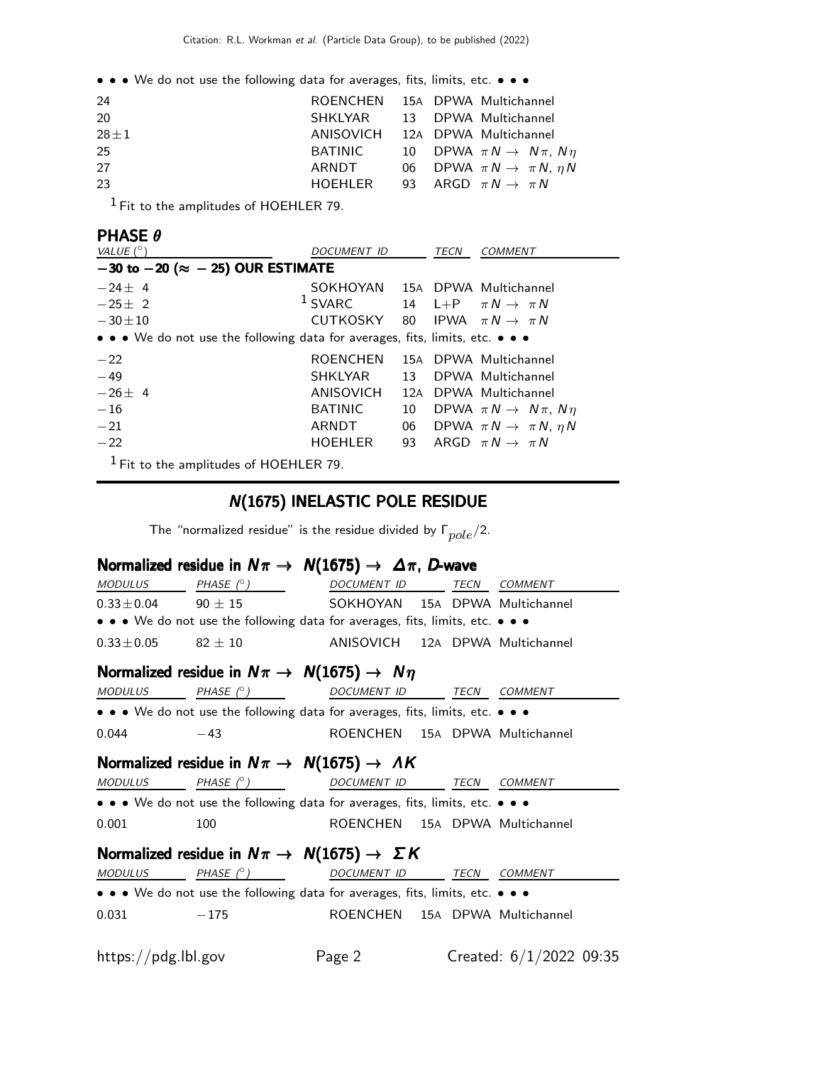• • • We do not use the following data for averages, fits, limits, etc. • • •

| | | | | |
|---|---|---|---|---|
| 24 | ROENCHEN | 15A | DPWA | Multichannel |
| 20 | SHKLYAR | 13 | DPWA | Multichannel |
| $28\pm1$ | ANISOVICH | 12A | DPWA | Multichannel |
| 25 | BATINIC | 10 | DPWA | $\pi N \to N\pi$, $N\eta$ |
| 27 | ARNDT | 06 | DPWA | $\pi N \to \pi N$, $\eta N$ |
| 23 | HOEHLER | 93 | ARGD | $\pi N \to \pi N$ |

[1] Fit to the amplitudes of HOEHLER 79.

## PHASE $\theta$

| VALUE (°) | DOCUMENT ID | | TECN | COMMENT |
|---|---|---|---|---|
| **−30 to −20 (≈ − 25) OUR ESTIMATE** | | | | |
| $-24\pm\ 4$ | SOKHOYAN | 15A | DPWA | Multichannel |
| $-25\pm\ 2$ | [1] SVARC | 14 | L+P | $\pi N \to \pi N$ |
| $-30\pm10$ | CUTKOSKY | 80 | IPWA | $\pi N \to \pi N$ |
| • • • We do not use the following data for averages, fits, limits, etc. • • • | | | | |
| $-22$ | ROENCHEN | 15A | DPWA | Multichannel |
| $-49$ | SHKLYAR | 13 | DPWA | Multichannel |
| $-26\pm\ 4$ | ANISOVICH | 12A | DPWA | Multichannel |
| $-16$ | BATINIC | 10 | DPWA | $\pi N \to N\pi$, $N\eta$ |
| $-21$ | ARNDT | 06 | DPWA | $\pi N \to \pi N$, $\eta N$ |
| $-22$ | HOEHLER | 93 | ARGD | $\pi N \to \pi N$ |

[1] Fit to the amplitudes of HOEHLER 79.

## N(1675) INELASTIC POLE RESIDUE

The "normalized residue" is the residue divided by $\Gamma_{pole}/2$.

### Normalized residue in $N\pi \to N(1675) \to \Delta\pi$, D-wave

| MODULUS | PHASE (°) | DOCUMENT ID | | TECN | COMMENT |
|---|---|---|---|---|---|
| $0.33\pm0.04$ | $90\pm15$ | SOKHOYAN | 15A | DPWA | Multichannel |
| • • • We do not use the following data for averages, fits, limits, etc. • • • | | | | | |
| $0.33\pm0.05$ | $82\pm10$ | ANISOVICH | 12A | DPWA | Multichannel |

### Normalized residue in $N\pi \to N(1675) \to N\eta$

| MODULUS | PHASE (°) | DOCUMENT ID | | TECN | COMMENT |
|---|---|---|---|---|---|
| • • • We do not use the following data for averages, fits, limits, etc. • • • | | | | | |
| 0.044 | $-43$ | ROENCHEN | 15A | DPWA | Multichannel |

### Normalized residue in $N\pi \to N(1675) \to \Lambda K$

| MODULUS | PHASE (°) | DOCUMENT ID | | TECN | COMMENT |
|---|---|---|---|---|---|
| • • • We do not use the following data for averages, fits, limits, etc. • • • | | | | | |
| 0.001 | 100 | ROENCHEN | 15A | DPWA | Multichannel |

### Normalized residue in $N\pi \to N(1675) \to \Sigma K$

| MODULUS | PHASE (°) | DOCUMENT ID | | TECN | COMMENT |
|---|---|---|---|---|---|
| • • • We do not use the following data for averages, fits, limits, etc. • • • | | | | | |
| 0.031 | $-175$ | ROENCHEN | 15A | DPWA | Multichannel |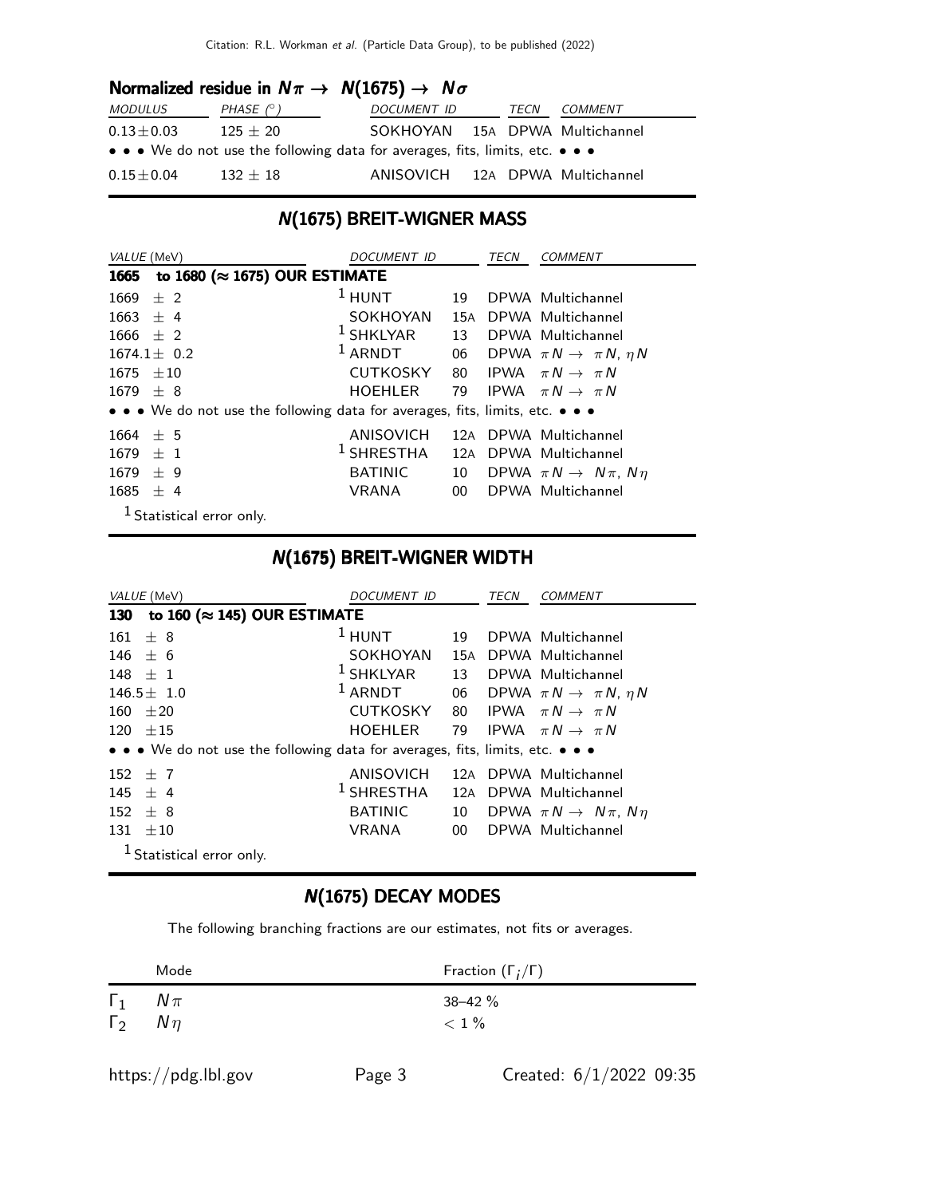### Normalized residue in $N\pi \rightarrow N(1675) \rightarrow N\sigma$

| MODULUS | PHASE (°) | DOCUMENT ID | | TECN | COMMENT |
|---|---|---|---|---|---|
| $0.13 \pm 0.03$ | $125 \pm 20$ | SOKHOYAN | 15A | DPWA | Multichannel |
| • • • We do not use the following data for averages, fits, limits, etc. • • • | | | | | |
| $0.15 \pm 0.04$ | $132 \pm 18$ | ANISOVICH | 12A | DPWA | Multichannel |

## N(1675) BREIT-WIGNER MASS

| VALUE (MeV) | DOCUMENT ID | | TECN | COMMENT |
|---|---|---|---|---|
| **1665 to 1680 (≈ 1675) OUR ESTIMATE** | | | | |
| $1669 \pm 2$ | [1] HUNT | 19 | DPWA | Multichannel |
| $1663 \pm 4$ | SOKHOYAN | 15A | DPWA | Multichannel |
| $1666 \pm 2$ | [1] SHKLYAR | 13 | DPWA | Multichannel |
| $1674.1 \pm 0.2$ | [1] ARNDT | 06 | DPWA | $\pi N \rightarrow \pi N$, $\eta N$ |
| $1675 \pm 10$ | CUTKOSKY | 80 | IPWA | $\pi N \rightarrow \pi N$ |
| $1679 \pm 8$ | HOEHLER | 79 | IPWA | $\pi N \rightarrow \pi N$ |
| • • • We do not use the following data for averages, fits, limits, etc. • • • | | | | |
| $1664 \pm 5$ | ANISOVICH | 12A | DPWA | Multichannel |
| $1679 \pm 1$ | [1] SHRESTHA | 12A | DPWA | Multichannel |
| $1679 \pm 9$ | BATINIC | 10 | DPWA | $\pi N \rightarrow N\pi$, $N\eta$ |
| $1685 \pm 4$ | VRANA | 00 | DPWA | Multichannel |

[1] Statistical error only.

## N(1675) BREIT-WIGNER WIDTH

| VALUE (MeV) | DOCUMENT ID | | TECN | COMMENT |
|---|---|---|---|---|
| **130 to 160 (≈ 145) OUR ESTIMATE** | | | | |
| $161 \pm 8$ | [1] HUNT | 19 | DPWA | Multichannel |
| $146 \pm 6$ | SOKHOYAN | 15A | DPWA | Multichannel |
| $148 \pm 1$ | [1] SHKLYAR | 13 | DPWA | Multichannel |
| $146.5 \pm 1.0$ | [1] ARNDT | 06 | DPWA | $\pi N \rightarrow \pi N$, $\eta N$ |
| $160 \pm 20$ | CUTKOSKY | 80 | IPWA | $\pi N \rightarrow \pi N$ |
| $120 \pm 15$ | HOEHLER | 79 | IPWA | $\pi N \rightarrow \pi N$ |
| • • • We do not use the following data for averages, fits, limits, etc. • • • | | | | |
| $152 \pm 7$ | ANISOVICH | 12A | DPWA | Multichannel |
| $145 \pm 4$ | [1] SHRESTHA | 12A | DPWA | Multichannel |
| $152 \pm 8$ | BATINIC | 10 | DPWA | $\pi N \rightarrow N\pi$, $N\eta$ |
| $131 \pm 10$ | VRANA | 00 | DPWA | Multichannel |

[1] Statistical error only.

## N(1675) DECAY MODES

The following branching fractions are our estimates, not fits or averages.

| | Mode | Fraction ($\Gamma_i/\Gamma$) |
|---|---|---|
| $\Gamma_1$ | $N\pi$ | 38–42 % |
| $\Gamma_2$ | $N\eta$ | < 1 % |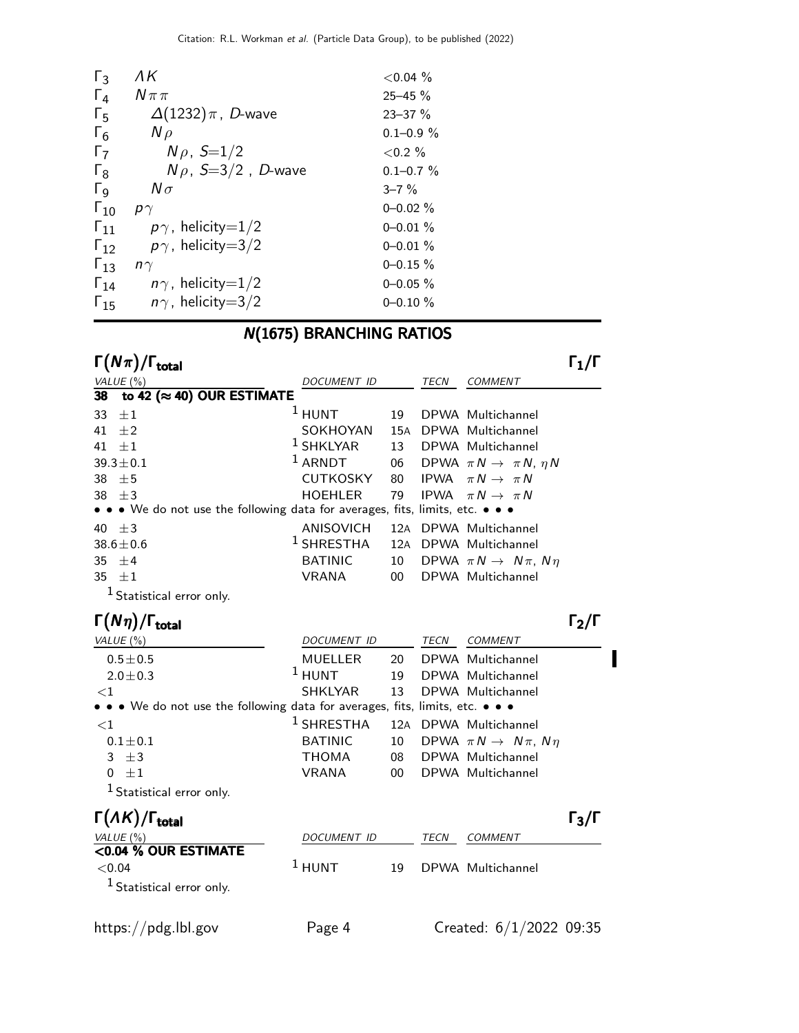| | | |
|---|---|---|
| $\Gamma_3$ | $\Lambda K$ | <0.04 % |
| $\Gamma_4$ | $N\pi\pi$ | 25–45 % |
| $\Gamma_5$ | $\Delta(1232)\pi$, $D$-wave | 23–37 % |
| $\Gamma_6$ | $N\rho$ | 0.1–0.9 % |
| $\Gamma_7$ | $N\rho$, $S$=1/2 | <0.2 % |
| $\Gamma_8$ | $N\rho$, $S$=3/2 , $D$-wave | 0.1–0.7 % |
| $\Gamma_9$ | $N\sigma$ | 3–7 % |
| $\Gamma_{10}$ | $p\gamma$ | 0–0.02 % |
| $\Gamma_{11}$ | $p\gamma$, helicity=1/2 | 0–0.01 % |
| $\Gamma_{12}$ | $p\gamma$, helicity=3/2 | 0–0.01 % |
| $\Gamma_{13}$ | $n\gamma$ | 0–0.15 % |
| $\Gamma_{14}$ | $n\gamma$, helicity=1/2 | 0–0.05 % |
| $\Gamma_{15}$ | $n\gamma$, helicity=3/2 | 0–0.10 % |

## *N*(1675) BRANCHING RATIOS

### $\Gamma(N\pi)/\Gamma_{\text{total}}$ — $\Gamma_1/\Gamma$

| VALUE (%) | DOCUMENT ID | | TECN | COMMENT |
|---|---|---|---|---|
| **38 to 42 (≈ 40) OUR ESTIMATE** | | | | |
| 33 ±1 | [1] HUNT | 19 | DPWA | Multichannel |
| 41 ±2 | SOKHOYAN | 15A | DPWA | Multichannel |
| 41 ±1 | [1] SHKLYAR | 13 | DPWA | Multichannel |
| 39.3±0.1 | [1] ARNDT | 06 | DPWA | $\pi N \to \pi N$, $\eta N$ |
| 38 ±5 | CUTKOSKY | 80 | IPWA | $\pi N \to \pi N$ |
| 38 ±3 | HOEHLER | 79 | IPWA | $\pi N \to \pi N$ |
| • • • We do not use the following data for averages, fits, limits, etc. • • • | | | | |
| 40 ±3 | ANISOVICH | 12A | DPWA | Multichannel |
| 38.6±0.6 | [1] SHRESTHA | 12A | DPWA | Multichannel |
| 35 ±4 | BATINIC | 10 | DPWA | $\pi N \to N\pi$, $N\eta$ |
| 35 ±1 | VRANA | 00 | DPWA | Multichannel |

[1] Statistical error only.

### $\Gamma(N\eta)/\Gamma_{\text{total}}$ — $\Gamma_2/\Gamma$

| VALUE (%) | DOCUMENT ID | | TECN | COMMENT |
|---|---|---|---|---|
| 0.5±0.5 | MUELLER | 20 | DPWA | Multichannel |
| 2.0±0.3 | [1] HUNT | 19 | DPWA | Multichannel |
| <1 | SHKLYAR | 13 | DPWA | Multichannel |
| • • • We do not use the following data for averages, fits, limits, etc. • • • | | | | |
| <1 | [1] SHRESTHA | 12A | DPWA | Multichannel |
| 0.1±0.1 | BATINIC | 10 | DPWA | $\pi N \to N\pi$, $N\eta$ |
| 3 ±3 | THOMA | 08 | DPWA | Multichannel |
| 0 ±1 | VRANA | 00 | DPWA | Multichannel |

[1] Statistical error only.

### $\Gamma(\Lambda K)/\Gamma_{\text{total}}$ — $\Gamma_3/\Gamma$

| VALUE (%) | DOCUMENT ID | | TECN | COMMENT |
|---|---|---|---|---|
| **<0.04 % OUR ESTIMATE** | | | | |
| <0.04 | [1] HUNT | 19 | DPWA | Multichannel |

[1] Statistical error only.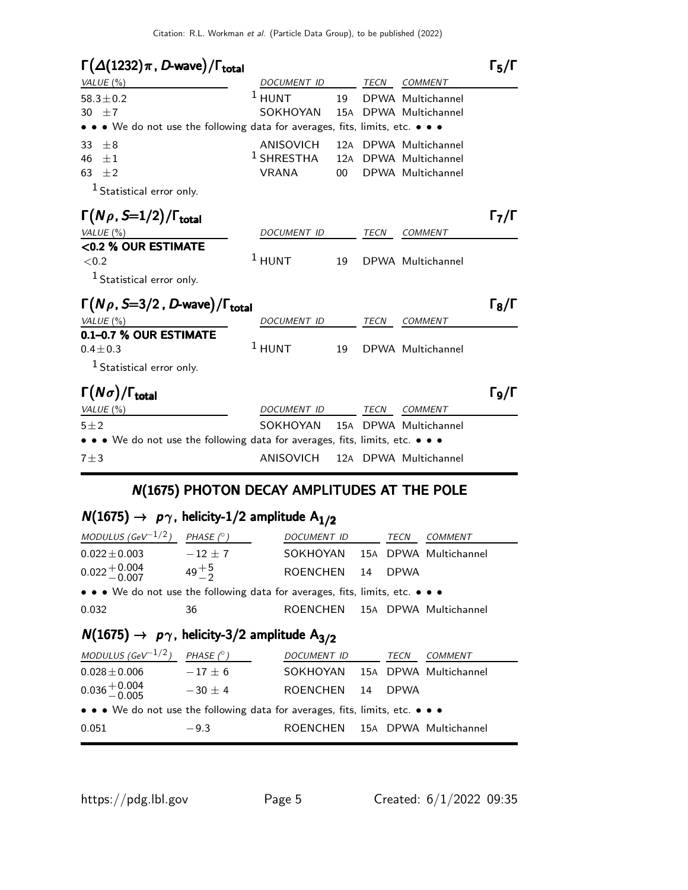## $\Gamma(\Delta(1232)\pi, D\text{-wave})/\Gamma_{total}$ — $\Gamma_5/\Gamma$

| VALUE (%) | DOCUMENT ID | | TECN | COMMENT |
|---|---|---|---|---|
| $58.3\pm0.2$ | [1] HUNT | 19 | DPWA | Multichannel |
| $30\ \pm7$ | SOKHOYAN | 15A | DPWA | Multichannel |
| • • • We do not use the following data for averages, fits, limits, etc. • • • | | | | |
| $33\ \pm8$ | ANISOVICH | 12A | DPWA | Multichannel |
| $46\ \pm1$ | [1] SHRESTHA | 12A | DPWA | Multichannel |
| $63\ \pm2$ | VRANA | 00 | DPWA | Multichannel |

[1] Statistical error only.

## $\Gamma(N\rho, S{=}1/2)/\Gamma_{total}$ — $\Gamma_7/\Gamma$

| VALUE (%) | DOCUMENT ID | | TECN | COMMENT |
|---|---|---|---|---|
| **<0.2 % OUR ESTIMATE** | | | | |
| $<0.2$ | [1] HUNT | 19 | DPWA | Multichannel |

[1] Statistical error only.

## $\Gamma(N\rho, S{=}3/2, D\text{-wave})/\Gamma_{total}$ — $\Gamma_8/\Gamma$

| VALUE (%) | DOCUMENT ID | | TECN | COMMENT |
|---|---|---|---|---|
| **0.1–0.7 % OUR ESTIMATE** | | | | |
| $0.4\pm0.3$ | [1] HUNT | 19 | DPWA | Multichannel |

[1] Statistical error only.

## $\Gamma(N\sigma)/\Gamma_{total}$ — $\Gamma_9/\Gamma$

| VALUE (%) | DOCUMENT ID | | TECN | COMMENT |
|---|---|---|---|---|
| $5\pm2$ | SOKHOYAN | 15A | DPWA | Multichannel |
| • • • We do not use the following data for averages, fits, limits, etc. • • • | | | | |
| $7\pm3$ | ANISOVICH | 12A | DPWA | Multichannel |

# N(1675) PHOTON DECAY AMPLITUDES AT THE POLE

## $N(1675) \to p\gamma$, helicity-1/2 amplitude $A_{1/2}$

| MODULUS (GeV$^{-1/2}$) | PHASE (°) | DOCUMENT ID | | TECN | COMMENT |
|---|---|---|---|---|---|
| $0.022\pm0.003$ | $-12\pm7$ | SOKHOYAN | 15A | DPWA | Multichannel |
| $0.022^{+0.004}_{-0.007}$ | $49^{+5}_{-2}$ | ROENCHEN | 14 | DPWA | |
| • • • We do not use the following data for averages, fits, limits, etc. • • • | | | | | |
| 0.032 | 36 | ROENCHEN | 15A | DPWA | Multichannel |

## $N(1675) \to p\gamma$, helicity-3/2 amplitude $A_{3/2}$

| MODULUS (GeV$^{-1/2}$) | PHASE (°) | DOCUMENT ID | | TECN | COMMENT |
|---|---|---|---|---|---|
| $0.028\pm0.006$ | $-17\pm6$ | SOKHOYAN | 15A | DPWA | Multichannel |
| $0.036^{+0.004}_{-0.005}$ | $-30\pm4$ | ROENCHEN | 14 | DPWA | |
| • • • We do not use the following data for averages, fits, limits, etc. • • • | | | | | |
| 0.051 | $-9.3$ | ROENCHEN | 15A | DPWA | Multichannel |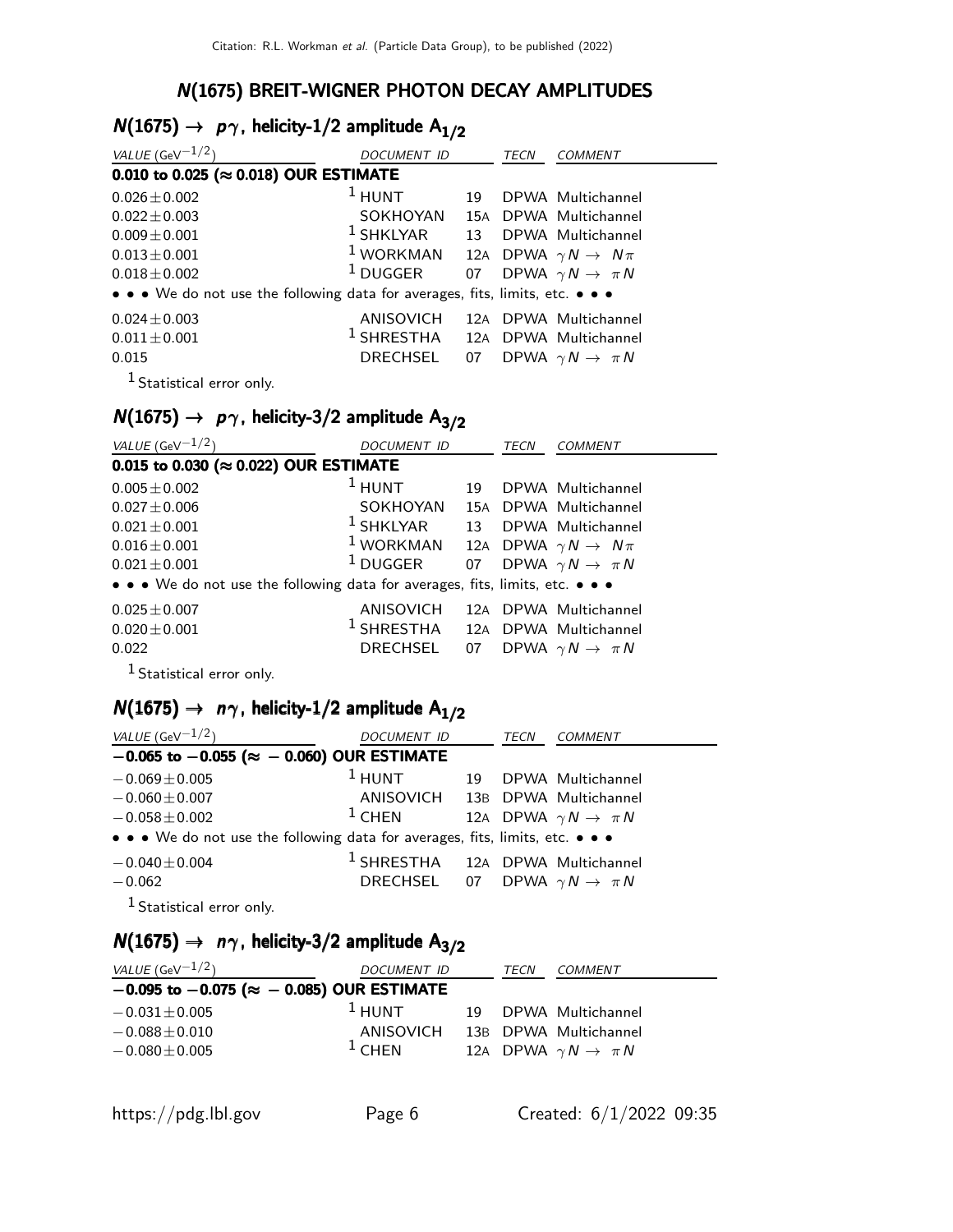## N(1675) BREIT-WIGNER PHOTON DECAY AMPLITUDES

### $N(1675) \rightarrow p\gamma$, helicity-1/2 amplitude $A_{1/2}$

| VALUE ($GeV^{-1/2}$) | DOCUMENT ID | | TECN | COMMENT |
|---|---|---|---|---|
| **0.010 to 0.025 (≈ 0.018) OUR ESTIMATE** | | | | |
| $0.026 \pm 0.002$ | [1] HUNT | 19 | DPWA | Multichannel |
| $0.022 \pm 0.003$ | SOKHOYAN | 15A | DPWA | Multichannel |
| $0.009 \pm 0.001$ | [1] SHKLYAR | 13 | DPWA | Multichannel |
| $0.013 \pm 0.001$ | [1] WORKMAN | 12A | DPWA | $\gamma N \rightarrow N\pi$ |
| $0.018 \pm 0.002$ | [1] DUGGER | 07 | DPWA | $\gamma N \rightarrow \pi N$ |
| • • • We do not use the following data for averages, fits, limits, etc. • • • | | | | |
| $0.024 \pm 0.003$ | ANISOVICH | 12A | DPWA | Multichannel |
| $0.011 \pm 0.001$ | [1] SHRESTHA | 12A | DPWA | Multichannel |
| 0.015 | DRECHSEL | 07 | DPWA | $\gamma N \rightarrow \pi N$ |

[1] Statistical error only.

### $N(1675) \rightarrow p\gamma$, helicity-3/2 amplitude $A_{3/2}$

| VALUE ($GeV^{-1/2}$) | DOCUMENT ID | | TECN | COMMENT |
|---|---|---|---|---|
| **0.015 to 0.030 (≈ 0.022) OUR ESTIMATE** | | | | |
| $0.005 \pm 0.002$ | [1] HUNT | 19 | DPWA | Multichannel |
| $0.027 \pm 0.006$ | SOKHOYAN | 15A | DPWA | Multichannel |
| $0.021 \pm 0.001$ | [1] SHKLYAR | 13 | DPWA | Multichannel |
| $0.016 \pm 0.001$ | [1] WORKMAN | 12A | DPWA | $\gamma N \rightarrow N\pi$ |
| $0.021 \pm 0.001$ | [1] DUGGER | 07 | DPWA | $\gamma N \rightarrow \pi N$ |
| • • • We do not use the following data for averages, fits, limits, etc. • • • | | | | |
| $0.025 \pm 0.007$ | ANISOVICH | 12A | DPWA | Multichannel |
| $0.020 \pm 0.001$ | [1] SHRESTHA | 12A | DPWA | Multichannel |
| 0.022 | DRECHSEL | 07 | DPWA | $\gamma N \rightarrow \pi N$ |

[1] Statistical error only.

### $N(1675) \rightarrow n\gamma$, helicity-1/2 amplitude $A_{1/2}$

| VALUE ($GeV^{-1/2}$) | DOCUMENT ID | | TECN | COMMENT |
|---|---|---|---|---|
| **−0.065 to −0.055 (≈ −0.060) OUR ESTIMATE** | | | | |
| $-0.069 \pm 0.005$ | [1] HUNT | 19 | DPWA | Multichannel |
| $-0.060 \pm 0.007$ | ANISOVICH | 13B | DPWA | Multichannel |
| $-0.058 \pm 0.002$ | [1] CHEN | 12A | DPWA | $\gamma N \rightarrow \pi N$ |
| • • • We do not use the following data for averages, fits, limits, etc. • • • | | | | |
| $-0.040 \pm 0.004$ | [1] SHRESTHA | 12A | DPWA | Multichannel |
| $-0.062$ | DRECHSEL | 07 | DPWA | $\gamma N \rightarrow \pi N$ |

[1] Statistical error only.

### $N(1675) \rightarrow n\gamma$, helicity-3/2 amplitude $A_{3/2}$

| VALUE ($GeV^{-1/2}$) | DOCUMENT ID | | TECN | COMMENT |
|---|---|---|---|---|
| **−0.095 to −0.075 (≈ −0.085) OUR ESTIMATE** | | | | |
| $-0.031 \pm 0.005$ | [1] HUNT | 19 | DPWA | Multichannel |
| $-0.088 \pm 0.010$ | ANISOVICH | 13B | DPWA | Multichannel |
| $-0.080 \pm 0.005$ | [1] CHEN | 12A | DPWA | $\gamma N \rightarrow \pi N$ |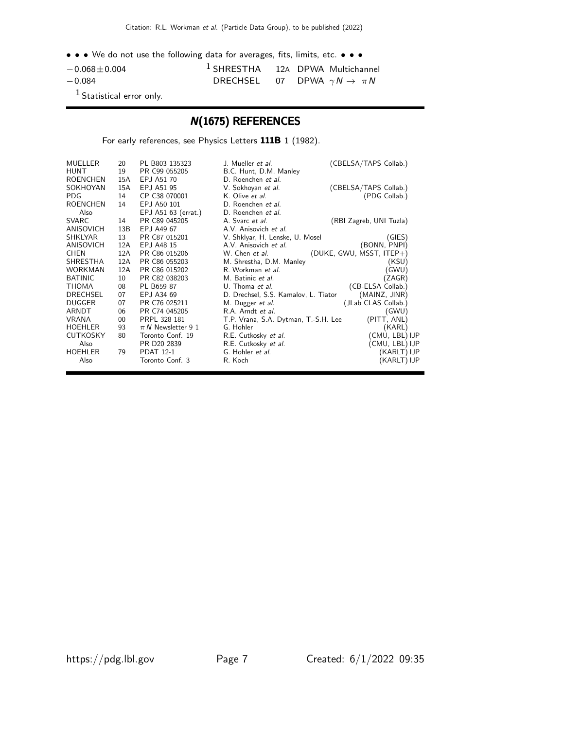• • • We do not use the following data for averages, fits, limits, etc. • • •

| | | | | |
|---|---|---|---|---|
| $-0.068 \pm 0.004$ | [1] SHRESTHA | 12A | DPWA | Multichannel |
| $-0.084$ | DRECHSEL | 07 | DPWA | $\gamma N \to \pi N$ |

[1] Statistical error only.

## N(1675) REFERENCES

For early references, see Physics Letters **111B** 1 (1982).

| | | | | |
|---|---|---|---|---|
| MUELLER | 20 | PL B803 135323 | J. Mueller *et al.* | (CBELSA/TAPS Collab.) |
| HUNT | 19 | PR C99 055205 | B.C. Hunt, D.M. Manley | |
| ROENCHEN | 15A | EPJ A51 70 | D. Roenchen *et al.* | |
| SOKHOYAN | 15A | EPJ A51 95 | V. Sokhoyan *et al.* | (CBELSA/TAPS Collab.) |
| PDG | 14 | CP C38 070001 | K. Olive *et al.* | (PDG Collab.) |
| ROENCHEN | 14 | EPJ A50 101 | D. Roenchen *et al.* | |
| Also | | EPJ A51 63 (errat.) | D. Roenchen *et al.* | |
| SVARC | 14 | PR C89 045205 | A. Svarc *et al.* | (RBI Zagreb, UNI Tuzla) |
| ANISOVICH | 13B | EPJ A49 67 | A.V. Anisovich *et al.* | |
| SHKLYAR | 13 | PR C87 015201 | V. Shklyar, H. Lenske, U. Mosel | (GIES) |
| ANISOVICH | 12A | EPJ A48 15 | A.V. Anisovich *et al.* | (BONN, PNPI) |
| CHEN | 12A | PR C86 015206 | W. Chen *et al.* | (DUKE, GWU, MSST, ITEP+) |
| SHRESTHA | 12A | PR C86 055203 | M. Shrestha, D.M. Manley | (KSU) |
| WORKMAN | 12A | PR C86 015202 | R. Workman *et al.* | (GWU) |
| BATINIC | 10 | PR C82 038203 | M. Batinic *et al.* | (ZAGR) |
| THOMA | 08 | PL B659 87 | U. Thoma *et al.* | (CB-ELSA Collab.) |
| DRECHSEL | 07 | EPJ A34 69 | D. Drechsel, S.S. Kamalov, L. Tiator | (MAINZ, JINR) |
| DUGGER | 07 | PR C76 025211 | M. Dugger *et al.* | (JLab CLAS Collab.) |
| ARNDT | 06 | PR C74 045205 | R.A. Arndt *et al.* | (GWU) |
| VRANA | 00 | PRPL 328 181 | T.P. Vrana, S.A. Dytman, T.-S.H. Lee | (PITT, ANL) |
| HOEHLER | 93 | $\pi N$ Newsletter 9 1 | G. Hohler | (KARL) |
| CUTKOSKY | 80 | Toronto Conf. 19 | R.E. Cutkosky *et al.* | (CMU, LBL) IJP |
| Also | | PR D20 2839 | R.E. Cutkosky *et al.* | (CMU, LBL) IJP |
| HOEHLER | 79 | PDAT 12-1 | G. Hohler *et al.* | (KARLT) IJP |
| Also | | Toronto Conf. 3 | R. Koch | (KARLT) IJP |